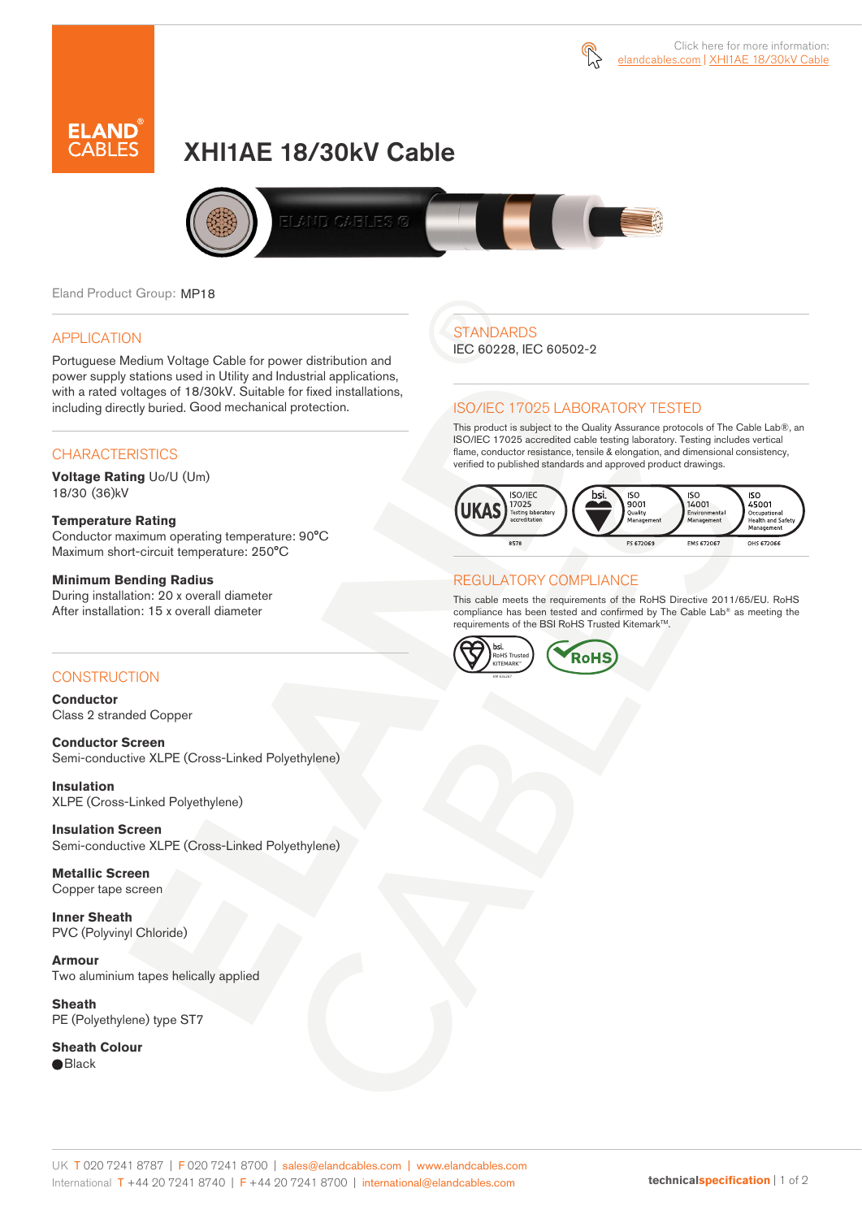Click here for more information: elandcables.com | XHI1AE 18/30kV Cable

# XHI1AE 18/30kV Cable

Eland Product Group: MP18

## APPLICATION

Portuguese Medium Voltage Cable for power distribution and power supply stations used in Utility and Industrial applications, with a rated voltages of 18/30kV. Suitable for fixed installations, including directly buried. Good mechanical protection.

## CHARACTERISTICS

**Voltage Rating** Uo/U (Um)
18/30 (36)kV

**Temperature Rating**
Conductor maximum operating temperature: 90°C
Maximum short-circuit temperature: 250°C

**Minimum Bending Radius**
During installation: 20 x overall diameter
After installation: 15 x overall diameter

## CONSTRUCTION

**Conductor**
Class 2 stranded Copper

**Conductor Screen**
Semi-conductive XLPE (Cross-Linked Polyethylene)

**Insulation**
XLPE (Cross-Linked Polyethylene)

**Insulation Screen**
Semi-conductive XLPE (Cross-Linked Polyethylene)

**Metallic Screen**
Copper tape screen

**Inner Sheath**
PVC (Polyvinyl Chloride)

**Armour**
Two aluminium tapes helically applied

**Sheath**
PE (Polyethylene) type ST7

**Sheath Colour**
● Black

## STANDARDS

IEC 60228, IEC 60502-2

## ISO/IEC 17025 LABORATORY TESTED

This product is subject to the Quality Assurance protocols of The Cable Lab®, an ISO/IEC 17025 accredited cable testing laboratory. Testing includes vertical flame, conductor resistance, tensile & elongation, and dimensional consistency, verified to published standards and approved product drawings.

UKAS ISO/IEC 17025 Testing laboratory accreditation 8578 | bsi. ISO 9001 Quality Management FS 672069 | ISO 14001 Environmental Management EMS 672067 | ISO 45001 Occupational Health and Safety Management OHS 672066

## REGULATORY COMPLIANCE

This cable meets the requirements of the RoHS Directive 2011/65/EU. RoHS compliance has been tested and confirmed by The Cable Lab® as meeting the requirements of the BSI RoHS Trusted Kitemark™.

bsi. RoHS Trusted KITEMARK™ | RoHS

UK T 020 7241 8787 | F 020 7241 8700 | sales@elandcables.com | www.elandcables.com
International T +44 20 7241 8740 | F +44 20 7241 8700 | international@elandcables.com

technicalspecification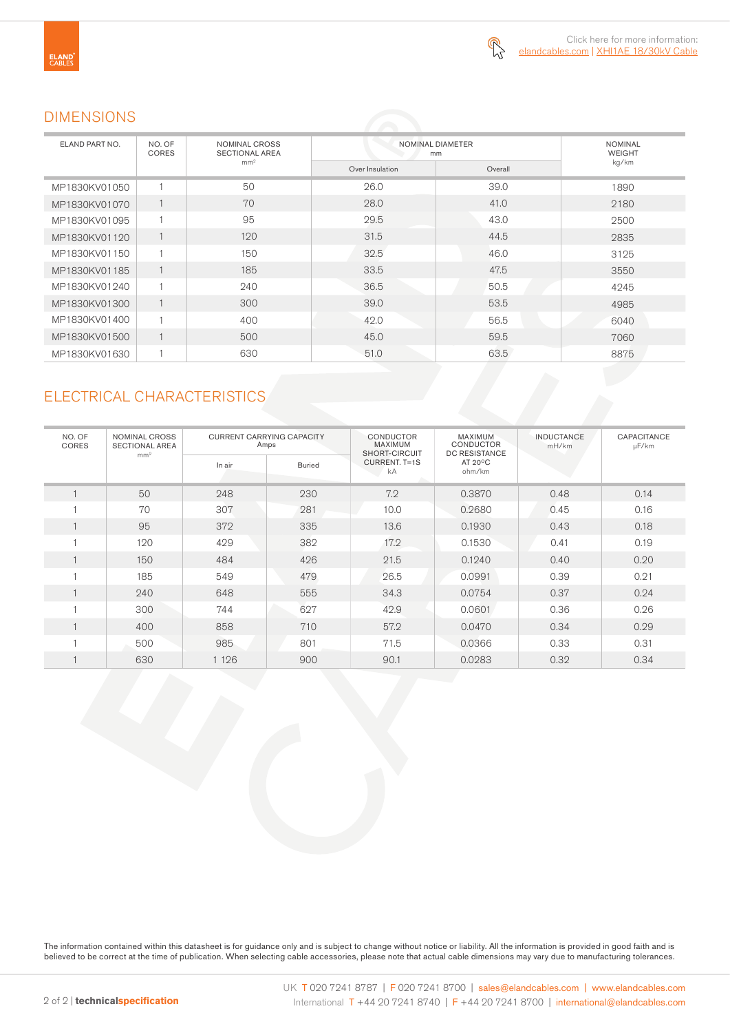Click here for more information:
elandcables.com | XHI1AE 18/30kV Cable

## DIMENSIONS

| ELAND PART NO. | NO. OF CORES | NOMINAL CROSS SECTIONAL AREA mm² | NOMINAL DIAMETER mm | | NOMINAL WEIGHT kg/km |
|---|---|---|---|---|---|
| | | | Over Insulation | Overall | |
| MP1830KV01050 | 1 | 50 | 26.0 | 39.0 | 1890 |
| MP1830KV01070 | 1 | 70 | 28.0 | 41.0 | 2180 |
| MP1830KV01095 | 1 | 95 | 29.5 | 43.0 | 2500 |
| MP1830KV01120 | 1 | 120 | 31.5 | 44.5 | 2835 |
| MP1830KV01150 | 1 | 150 | 32.5 | 46.0 | 3125 |
| MP1830KV01185 | 1 | 185 | 33.5 | 47.5 | 3550 |
| MP1830KV01240 | 1 | 240 | 36.5 | 50.5 | 4245 |
| MP1830KV01300 | 1 | 300 | 39.0 | 53.5 | 4985 |
| MP1830KV01400 | 1 | 400 | 42.0 | 56.5 | 6040 |
| MP1830KV01500 | 1 | 500 | 45.0 | 59.5 | 7060 |
| MP1830KV01630 | 1 | 630 | 51.0 | 63.5 | 8875 |

## ELECTRICAL CHARACTERISTICS

| NO. OF CORES | NOMINAL CROSS SECTIONAL AREA mm² | CURRENT CARRYING CAPACITY Amps | | CONDUCTOR MAXIMUM SHORT-CIRCUIT CURRENT. T=1S kA | MAXIMUM CONDUCTOR DC RESISTANCE AT 20ºC ohm/km | INDUCTANCE mH/km | CAPACITANCE µF/km |
|---|---|---|---|---|---|---|---|
| | | In air | Buried | | | | |
| 1 | 50 | 248 | 230 | 7.2 | 0.3870 | 0.48 | 0.14 |
| 1 | 70 | 307 | 281 | 10.0 | 0.2680 | 0.45 | 0.16 |
| 1 | 95 | 372 | 335 | 13.6 | 0.1930 | 0.43 | 0.18 |
| 1 | 120 | 429 | 382 | 17.2 | 0.1530 | 0.41 | 0.19 |
| 1 | 150 | 484 | 426 | 21.5 | 0.1240 | 0.40 | 0.20 |
| 1 | 185 | 549 | 479 | 26.5 | 0.0991 | 0.39 | 0.21 |
| 1 | 240 | 648 | 555 | 34.3 | 0.0754 | 0.37 | 0.24 |
| 1 | 300 | 744 | 627 | 42.9 | 0.0601 | 0.36 | 0.26 |
| 1 | 400 | 858 | 710 | 57.2 | 0.0470 | 0.34 | 0.29 |
| 1 | 500 | 985 | 801 | 71.5 | 0.0366 | 0.33 | 0.31 |
| 1 | 630 | 1 126 | 900 | 90.1 | 0.0283 | 0.32 | 0.34 |

The information contained within this datasheet is for guidance only and is subject to change without notice or liability. All the information is provided in good faith and is believed to be correct at the time of publication. When selecting cable accessories, please note that actual cable dimensions may vary due to manufacturing tolerances.

UK T 020 7241 8787 | F 020 7241 8700 | sales@elandcables.com | www.elandcables.com
International T +44 20 7241 8740 | F +44 20 7241 8700 | international@elandcables.com